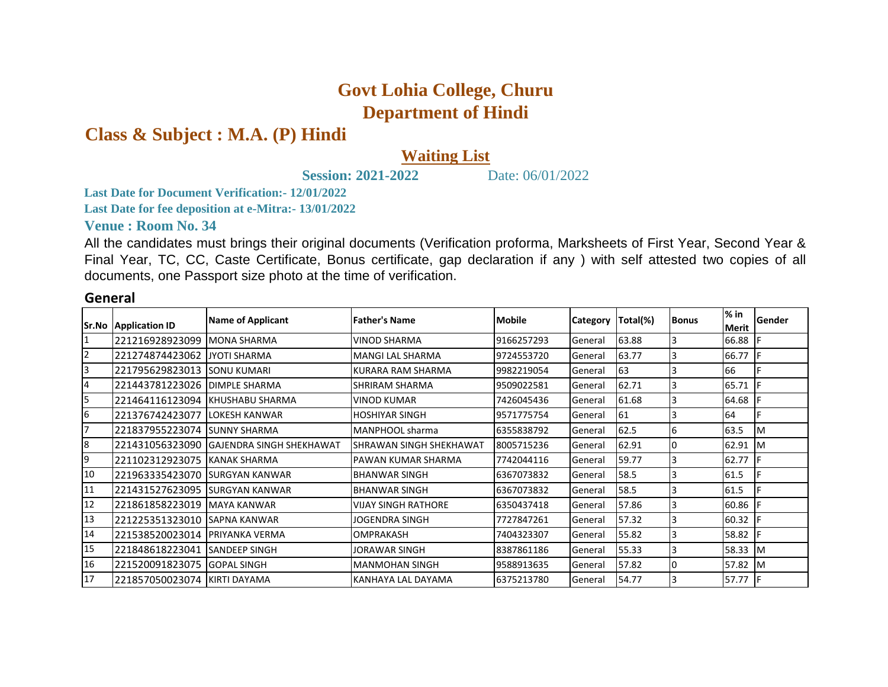# Govt Lohia College, Churu

## Department of Hindi

## Class & Subject : M.A. (P) Hindi

### Waiting List

**Session: 2021-2022** Date: 06/01/2022

**Last Date for Document Verification:- 12/01/2022**

**Last Date for fee deposition at e-Mitra:- 13/01/2022**

**Venue : Room No. 34**

All the candidates must brings their original documents (Verification proforma, Marksheets of First Year, Second Year & Final Year, TC, CC, Caste Certificate, Bonus certificate, gap declaration if any ) with self attested two copies of all documents, one Passport size photo at the time of verification.

### General

| Sr.No | Application ID | Name of Applicant | Father's Name | Mobile | Category | Total(%) | Bonus | % in Merit | Gender |
|---|---|---|---|---|---|---|---|---|---|
| 1 | 221216928923099 | MONA SHARMA | VINOD SHARMA | 9166257293 | General | 63.88 | 3 | 66.88 | F |
| 2 | 221274874423062 | JYOTI SHARMA | MANGI LAL SHARMA | 9724553720 | General | 63.77 | 3 | 66.77 | F |
| 3 | 221795629823013 | SONU KUMARI | KURARA RAM SHARMA | 9982219054 | General | 63 | 3 | 66 | F |
| 4 | 221443781223026 | DIMPLE SHARMA | SHRIRAM SHARMA | 9509022581 | General | 62.71 | 3 | 65.71 | F |
| 5 | 221464116123094 | KHUSHABU SHARMA | VINOD KUMAR | 7426045436 | General | 61.68 | 3 | 64.68 | F |
| 6 | 221376742423077 | LOKESH KANWAR | HOSHIYAR SINGH | 9571775754 | General | 61 | 3 | 64 | F |
| 7 | 221837955223074 | SUNNY SHARMA | MANPHOOL sharma | 6355838792 | General | 62.5 | 6 | 63.5 | M |
| 8 | 221431056323090 | GAJENDRA SINGH SHEKHAWAT | SHRAWAN SINGH SHEKHAWAT | 8005715236 | General | 62.91 | 0 | 62.91 | M |
| 9 | 221102312923075 | KANAK SHARMA | PAWAN KUMAR SHARMA | 7742044116 | General | 59.77 | 3 | 62.77 | F |
| 10 | 221963335423070 | SURGYAN KANWAR | BHANWAR SINGH | 6367073832 | General | 58.5 | 3 | 61.5 | F |
| 11 | 221431527623095 | SURGYAN KANWAR | BHANWAR SINGH | 6367073832 | General | 58.5 | 3 | 61.5 | F |
| 12 | 221861858223019 | MAYA KANWAR | VIJAY SINGH RATHORE | 6350437418 | General | 57.86 | 3 | 60.86 | F |
| 13 | 221225351323010 | SAPNA KANWAR | JOGENDRA SINGH | 7727847261 | General | 57.32 | 3 | 60.32 | F |
| 14 | 221538520023014 | PRIYANKA VERMA | OMPRAKASH | 7404323307 | General | 55.82 | 3 | 58.82 | F |
| 15 | 221848618223041 | SANDEEP SINGH | JORAWAR SINGH | 8387861186 | General | 55.33 | 3 | 58.33 | M |
| 16 | 221520091823075 | GOPAL SINGH | MANMOHAN SINGH | 9588913635 | General | 57.82 | 0 | 57.82 | M |
| 17 | 221857050023074 | KIRTI DAYAMA | KANHAYA LAL DAYAMA | 6375213780 | General | 54.77 | 3 | 57.77 | F |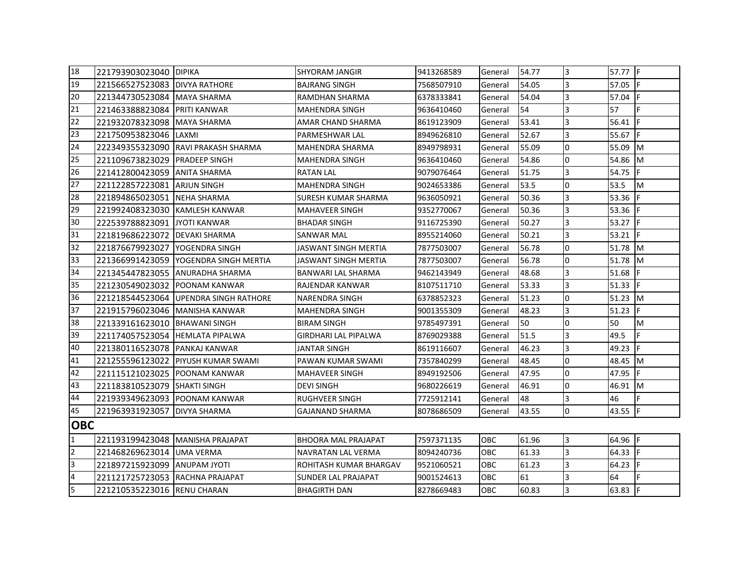| 18 | 221793903023040 | DIPIKA | SHYORAM JANGIR | 9413268589 | General | 54.77 | 3 | 57.77 | F |
|---|---|---|---|---|---|---|---|---|---|
| 19 | 221566527523083 | DIVYA RATHORE | BAJRANG SINGH | 7568507910 | General | 54.05 | 3 | 57.05 | F |
| 20 | 221344730523084 | MAYA SHARMA | RAMDHAN SHARMA | 6378333841 | General | 54.04 | 3 | 57.04 | F |
| 21 | 221463388823084 | PRITI KANWAR | MAHENDRA SINGH | 9636410460 | General | 54 | 3 | 57 | F |
| 22 | 221932078323098 | MAYA SHARMA | AMAR CHAND SHARMA | 8619123909 | General | 53.41 | 3 | 56.41 | F |
| 23 | 221750953823046 | LAXMI | PARMESHWAR LAL | 8949626810 | General | 52.67 | 3 | 55.67 | F |
| 24 | 222349355323090 | RAVI PRAKASH SHARMA | MAHENDRA SHARMA | 8949798931 | General | 55.09 | 0 | 55.09 | M |
| 25 | 221109673823029 | PRADEEP SINGH | MAHENDRA SINGH | 9636410460 | General | 54.86 | 0 | 54.86 | M |
| 26 | 221412800423059 | ANITA SHARMA | RATAN LAL | 9079076464 | General | 51.75 | 3 | 54.75 | F |
| 27 | 221122857223081 | ARJUN SINGH | MAHENDRA SINGH | 9024653386 | General | 53.5 | 0 | 53.5 | M |
| 28 | 221894865023051 | NEHA SHARMA | SURESH KUMAR SHARMA | 9636050921 | General | 50.36 | 3 | 53.36 | F |
| 29 | 221992408323030 | KAMLESH KANWAR | MAHAVEER SINGH | 9352770067 | General | 50.36 | 3 | 53.36 | F |
| 30 | 222539788823091 | JYOTI KANWAR | BHADAR SINGH | 9116725390 | General | 50.27 | 3 | 53.27 | F |
| 31 | 221819686223072 | DEVAKI SHARMA | SANWAR MAL | 8955214060 | General | 50.21 | 3 | 53.21 | F |
| 32 | 221876679923027 | YOGENDRA SINGH | JASWANT SINGH MERTIA | 7877503007 | General | 56.78 | 0 | 51.78 | M |
| 33 | 221366991423059 | YOGENDRA SINGH MERTIA | JASWANT SINGH MERTIA | 7877503007 | General | 56.78 | 0 | 51.78 | M |
| 34 | 221345447823055 | ANURADHA SHARMA | BANWARI LAL SHARMA | 9462143949 | General | 48.68 | 3 | 51.68 | F |
| 35 | 221230549023032 | POONAM KANWAR | RAJENDAR KANWAR | 8107511710 | General | 53.33 | 3 | 51.33 | F |
| 36 | 221218544523064 | UPENDRA SINGH RATHORE | NARENDRA SINGH | 6378852323 | General | 51.23 | 0 | 51.23 | M |
| 37 | 221915796023046 | MANISHA KANWAR | MAHENDRA SINGH | 9001355309 | General | 48.23 | 3 | 51.23 | F |
| 38 | 221339161623010 | BHAWANI SINGH | BIRAM SINGH | 9785497391 | General | 50 | 0 | 50 | M |
| 39 | 221174057523054 | HEMLATA PIPALWA | GIRDHARI LAL PIPALWA | 8769029388 | General | 51.5 | 3 | 49.5 | F |
| 40 | 221380116523078 | PANKAJ KANWAR | JANTAR SINGH | 8619116607 | General | 46.23 | 3 | 49.23 | F |
| 41 | 221255596123022 | PIYUSH KUMAR SWAMI | PAWAN KUMAR SWAMI | 7357840299 | General | 48.45 | 0 | 48.45 | M |
| 42 | 221115121023025 | POONAM KANWAR | MAHAVEER SINGH | 8949192506 | General | 47.95 | 0 | 47.95 | F |
| 43 | 221183810523079 | SHAKTI SINGH | DEVI SINGH | 9680226619 | General | 46.91 | 0 | 46.91 | M |
| 44 | 221939349623093 | POONAM KANWAR | RUGHVEER SINGH | 7725912141 | General | 48 | 3 | 46 | F |
| 45 | 221963931923057 | DIVYA SHARMA | GAJANAND SHARMA | 8078686509 | General | 43.55 | 0 | 43.55 | F |

## OBC

| 1 | 221193199423048 | MANISHA PRAJAPAT | BHOORA MAL PRAJAPAT | 7597371135 | OBC | 61.96 | 3 | 64.96 | F |
|---|---|---|---|---|---|---|---|---|---|
| 2 | 221468269623014 | UMA VERMA | NAVRATAN LAL VERMA | 8094240736 | OBC | 61.33 | 3 | 64.33 | F |
| 3 | 221897215923099 | ANUPAM JYOTI | ROHITASH KUMAR BHARGAV | 9521060521 | OBC | 61.23 | 3 | 64.23 | F |
| 4 | 221121725723053 | RACHNA PRAJAPAT | SUNDER LAL PRAJAPAT | 9001524613 | OBC | 61 | 3 | 64 | F |
| 5 | 221210535223016 | RENU CHARAN | BHAGIRTH DAN | 8278669483 | OBC | 60.83 | 3 | 63.83 | F |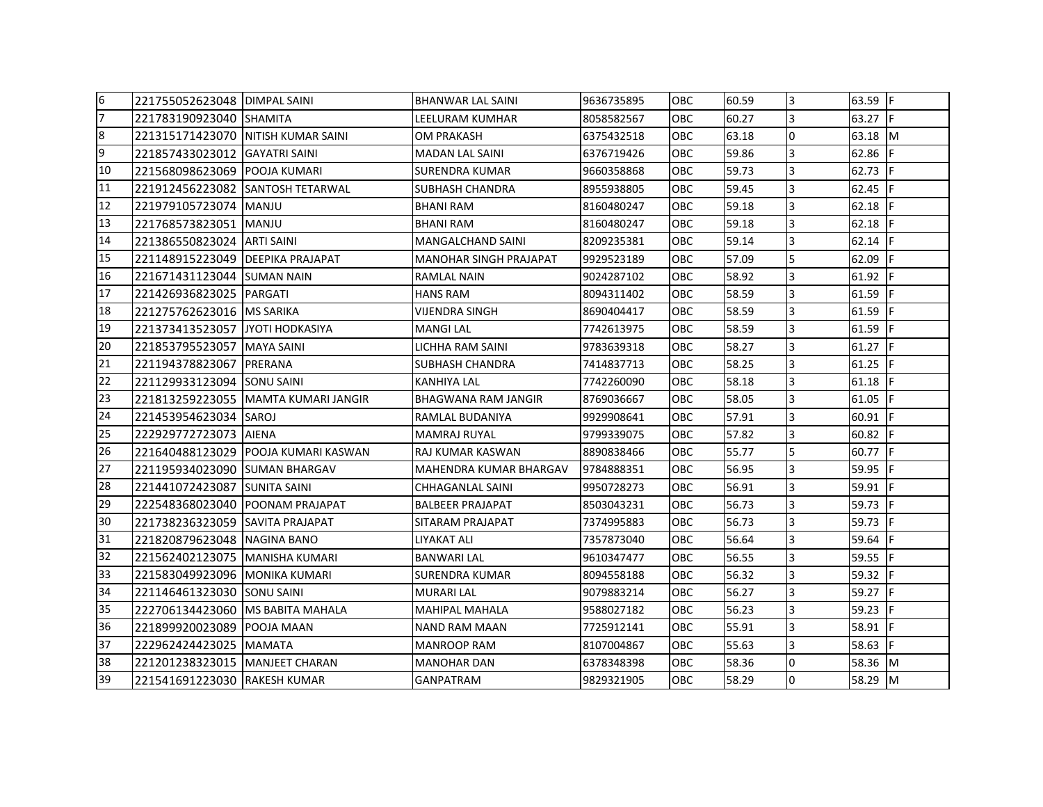| | | | | | | | | | |
|---|---|---|---|---|---|---|---|---|---|
| 6 | 221755052623048 | DIMPAL SAINI | BHANWAR LAL SAINI | 9636735895 | OBC | 60.59 | 3 | 63.59 | F |
| 7 | 221783190923040 | SHAMITA | LEELURAM KUMHAR | 8058582567 | OBC | 60.27 | 3 | 63.27 | F |
| 8 | 221315171423070 | NITISH KUMAR SAINI | OM PRAKASH | 6375432518 | OBC | 63.18 | 0 | 63.18 | M |
| 9 | 221857433023012 | GAYATRI SAINI | MADAN LAL SAINI | 6376719426 | OBC | 59.86 | 3 | 62.86 | F |
| 10 | 221568098623069 | POOJA KUMARI | SURENDRA KUMAR | 9660358868 | OBC | 59.73 | 3 | 62.73 | F |
| 11 | 221912456223082 | SANTOSH TETARWAL | SUBHASH CHANDRA | 8955938805 | OBC | 59.45 | 3 | 62.45 | F |
| 12 | 221979105723074 | MANJU | BHANI RAM | 8160480247 | OBC | 59.18 | 3 | 62.18 | F |
| 13 | 221768573823051 | MANJU | BHANI RAM | 8160480247 | OBC | 59.18 | 3 | 62.18 | F |
| 14 | 221386550823024 | ARTI SAINI | MANGALCHAND SAINI | 8209235381 | OBC | 59.14 | 3 | 62.14 | F |
| 15 | 221148915223049 | DEEPIKA PRAJAPAT | MANOHAR SINGH PRAJAPAT | 9929523189 | OBC | 57.09 | 5 | 62.09 | F |
| 16 | 221671431123044 | SUMAN NAIN | RAMLAL NAIN | 9024287102 | OBC | 58.92 | 3 | 61.92 | F |
| 17 | 221426936823025 | PARGATI | HANS RAM | 8094311402 | OBC | 58.59 | 3 | 61.59 | F |
| 18 | 221275762623016 | MS SARIKA | VIJENDRA SINGH | 8690404417 | OBC | 58.59 | 3 | 61.59 | F |
| 19 | 221373413523057 | JYOTI HODKASIYA | MANGI LAL | 7742613975 | OBC | 58.59 | 3 | 61.59 | F |
| 20 | 221853795523057 | MAYA SAINI | LICHHA RAM SAINI | 9783639318 | OBC | 58.27 | 3 | 61.27 | F |
| 21 | 221194378823067 | PRERANA | SUBHASH CHANDRA | 7414837713 | OBC | 58.25 | 3 | 61.25 | F |
| 22 | 221129933123094 | SONU SAINI | KANHIYA LAL | 7742260090 | OBC | 58.18 | 3 | 61.18 | F |
| 23 | 221813259223055 | MAMTA KUMARI JANGIR | BHAGWANA RAM JANGIR | 8769036667 | OBC | 58.05 | 3 | 61.05 | F |
| 24 | 221453954623034 | SAROJ | RAMLAL BUDANIYA | 9929908641 | OBC | 57.91 | 3 | 60.91 | F |
| 25 | 222929772723073 | AIENA | MAMRAJ RUYAL | 9799339075 | OBC | 57.82 | 3 | 60.82 | F |
| 26 | 221640488123029 | POOJA KUMARI KASWAN | RAJ KUMAR KASWAN | 8890838466 | OBC | 55.77 | 5 | 60.77 | F |
| 27 | 221195934023090 | SUMAN BHARGAV | MAHENDRA KUMAR BHARGAV | 9784888351 | OBC | 56.95 | 3 | 59.95 | F |
| 28 | 221441072423087 | SUNITA SAINI | CHHAGANLAL SAINI | 9950728273 | OBC | 56.91 | 3 | 59.91 | F |
| 29 | 222548368023040 | POONAM PRAJAPAT | BALBEER PRAJAPAT | 8503043231 | OBC | 56.73 | 3 | 59.73 | F |
| 30 | 221738236323059 | SAVITA PRAJAPAT | SITARAM PRAJAPAT | 7374995883 | OBC | 56.73 | 3 | 59.73 | F |
| 31 | 221820879623048 | NAGINA BANO | LIYAKAT ALI | 7357873040 | OBC | 56.64 | 3 | 59.64 | F |
| 32 | 221562402123075 | MANISHA KUMARI | BANWARI LAL | 9610347477 | OBC | 56.55 | 3 | 59.55 | F |
| 33 | 221583049923096 | MONIKA KUMARI | SURENDRA KUMAR | 8094558188 | OBC | 56.32 | 3 | 59.32 | F |
| 34 | 221146461323030 | SONU SAINI | MURARI LAL | 9079883214 | OBC | 56.27 | 3 | 59.27 | F |
| 35 | 222706134423060 | MS BABITA MAHALA | MAHIPAL MAHALA | 9588027182 | OBC | 56.23 | 3 | 59.23 | F |
| 36 | 221899920023089 | POOJA MAAN | NAND RAM MAAN | 7725912141 | OBC | 55.91 | 3 | 58.91 | F |
| 37 | 222962424423025 | MAMATA | MANROOP RAM | 8107004867 | OBC | 55.63 | 3 | 58.63 | F |
| 38 | 221201238323015 | MANJEET CHARAN | MANOHAR DAN | 6378348398 | OBC | 58.36 | 0 | 58.36 | M |
| 39 | 221541691223030 | RAKESH KUMAR | GANPATRAM | 9829321905 | OBC | 58.29 | 0 | 58.29 | M |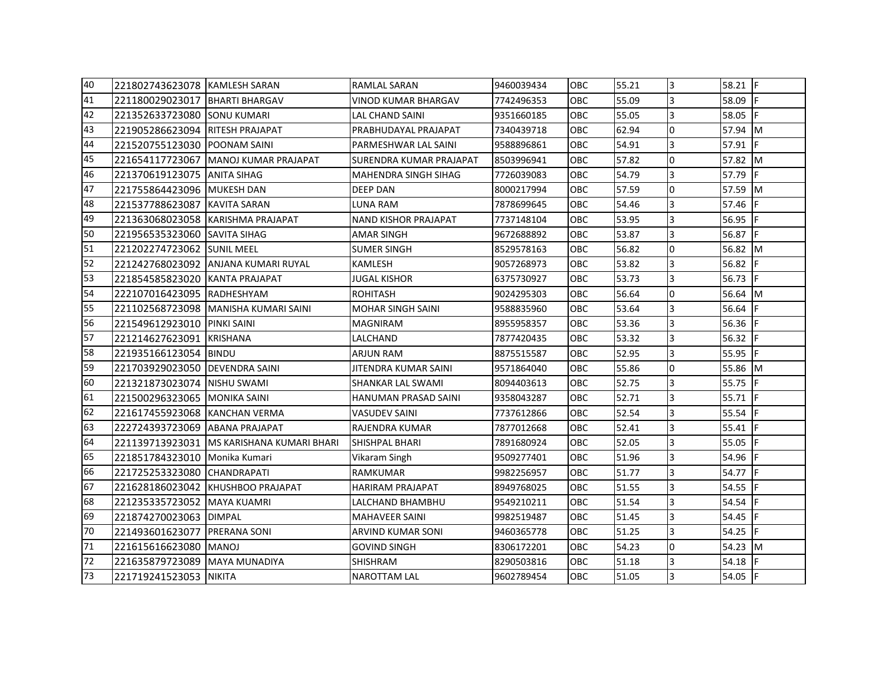| | | | | | | | | | |
|---|---|---|---|---|---|---|---|---|---|
| 40 | 221802743623078 | KAMLESH SARAN | RAMLAL SARAN | 9460039434 | OBC | 55.21 | 3 | 58.21 | F |
| 41 | 221180029023017 | BHARTI BHARGAV | VINOD KUMAR BHARGAV | 7742496353 | OBC | 55.09 | 3 | 58.09 | F |
| 42 | 221352633723080 | SONU KUMARI | LAL CHAND SAINI | 9351660185 | OBC | 55.05 | 3 | 58.05 | F |
| 43 | 221905286623094 | RITESH PRAJAPAT | PRABHUDAYAL PRAJAPAT | 7340439718 | OBC | 62.94 | 0 | 57.94 | M |
| 44 | 221520755123030 | POONAM SAINI | PARMESHWAR LAL SAINI | 9588896861 | OBC | 54.91 | 3 | 57.91 | F |
| 45 | 221654117723067 | MANOJ KUMAR PRAJAPAT | SURENDRA KUMAR PRAJAPAT | 8503996941 | OBC | 57.82 | 0 | 57.82 | M |
| 46 | 221370619123075 | ANITA SIHAG | MAHENDRA SINGH SIHAG | 7726039083 | OBC | 54.79 | 3 | 57.79 | F |
| 47 | 221755864423096 | MUKESH DAN | DEEP DAN | 8000217994 | OBC | 57.59 | 0 | 57.59 | M |
| 48 | 221537788623087 | KAVITA SARAN | LUNA RAM | 7878699645 | OBC | 54.46 | 3 | 57.46 | F |
| 49 | 221363068023058 | KARISHMA PRAJAPAT | NAND KISHOR PRAJAPAT | 7737148104 | OBC | 53.95 | 3 | 56.95 | F |
| 50 | 221956535323060 | SAVITA SIHAG | AMAR SINGH | 9672688892 | OBC | 53.87 | 3 | 56.87 | F |
| 51 | 221202274723062 | SUNIL MEEL | SUMER SINGH | 8529578163 | OBC | 56.82 | 0 | 56.82 | M |
| 52 | 221242768023092 | ANJANA KUMARI RUYAL | KAMLESH | 9057268973 | OBC | 53.82 | 3 | 56.82 | F |
| 53 | 221854585823020 | KANTA PRAJAPAT | JUGAL KISHOR | 6375730927 | OBC | 53.73 | 3 | 56.73 | F |
| 54 | 222107016423095 | RADHESHYAM | ROHITASH | 9024295303 | OBC | 56.64 | 0 | 56.64 | M |
| 55 | 221102568723098 | MANISHA KUMARI SAINI | MOHAR SINGH SAINI | 9588835960 | OBC | 53.64 | 3 | 56.64 | F |
| 56 | 221549612923010 | PINKI SAINI | MAGNIRAM | 8955958357 | OBC | 53.36 | 3 | 56.36 | F |
| 57 | 221214627623091 | KRISHANA | LALCHAND | 7877420435 | OBC | 53.32 | 3 | 56.32 | F |
| 58 | 221935166123054 | BINDU | ARJUN RAM | 8875515587 | OBC | 52.95 | 3 | 55.95 | F |
| 59 | 221703929023050 | DEVENDRA SAINI | JITENDRA KUMAR SAINI | 9571864040 | OBC | 55.86 | 0 | 55.86 | M |
| 60 | 221321873023074 | NISHU SWAMI | SHANKAR LAL SWAMI | 8094403613 | OBC | 52.75 | 3 | 55.75 | F |
| 61 | 221500296323065 | MONIKA SAINI | HANUMAN PRASAD SAINI | 9358043287 | OBC | 52.71 | 3 | 55.71 | F |
| 62 | 221617455923068 | KANCHAN VERMA | VASUDEV SAINI | 7737612866 | OBC | 52.54 | 3 | 55.54 | F |
| 63 | 222724393723069 | ABANA PRAJAPAT | RAJENDRA KUMAR | 7877012668 | OBC | 52.41 | 3 | 55.41 | F |
| 64 | 221139713923031 | MS KARISHANA KUMARI BHARI | SHISHPAL BHARI | 7891680924 | OBC | 52.05 | 3 | 55.05 | F |
| 65 | 221851784323010 | Monika Kumari | Vikaram Singh | 9509277401 | OBC | 51.96 | 3 | 54.96 | F |
| 66 | 221725253323080 | CHANDRAPATI | RAMKUMAR | 9982256957 | OBC | 51.77 | 3 | 54.77 | F |
| 67 | 221628186023042 | KHUSHBOO PRAJAPAT | HARIRAM PRAJAPAT | 8949768025 | OBC | 51.55 | 3 | 54.55 | F |
| 68 | 221235335723052 | MAYA KUAMRI | LALCHAND BHAMBHU | 9549210211 | OBC | 51.54 | 3 | 54.54 | F |
| 69 | 221874270023063 | DIMPAL | MAHAVEER SAINI | 9982519487 | OBC | 51.45 | 3 | 54.45 | F |
| 70 | 221493601623077 | PRERANA SONI | ARVIND KUMAR SONI | 9460365778 | OBC | 51.25 | 3 | 54.25 | F |
| 71 | 221615616623080 | MANOJ | GOVIND SINGH | 8306172201 | OBC | 54.23 | 0 | 54.23 | M |
| 72 | 221635879723089 | MAYA MUNADIYA | SHISHRAM | 8290503816 | OBC | 51.18 | 3 | 54.18 | F |
| 73 | 221719241523053 | NIKITA | NAROTTAM LAL | 9602789454 | OBC | 51.05 | 3 | 54.05 | F |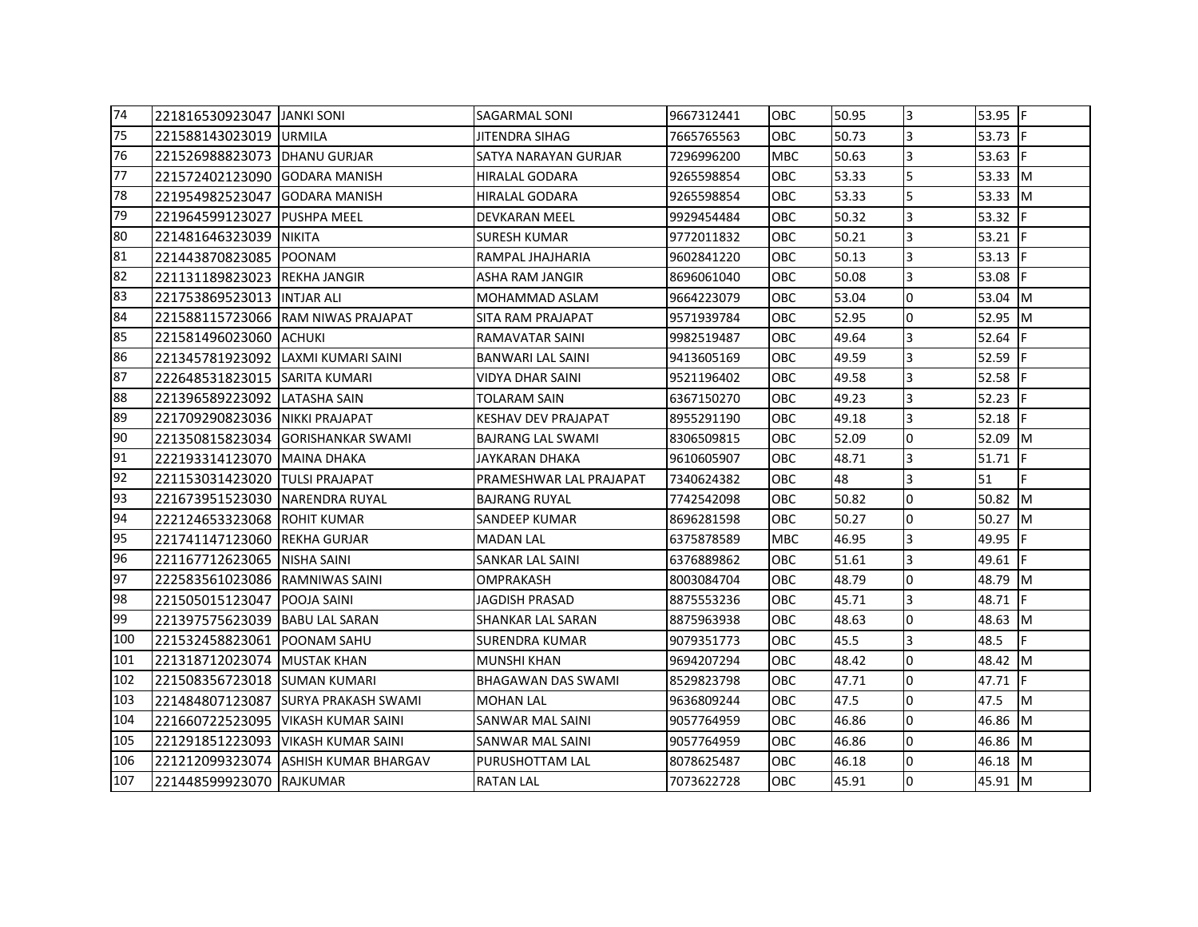| | | | | | | | | | |
|---|---|---|---|---|---|---|---|---|---|
| 74 | 221816530923047 | JANKI SONI | SAGARMAL SONI | 9667312441 | OBC | 50.95 | 3 | 53.95 | F |
| 75 | 221588143023019 | URMILA | JITENDRA SIHAG | 7665765563 | OBC | 50.73 | 3 | 53.73 | F |
| 76 | 221526988823073 | DHANU GURJAR | SATYA NARAYAN GURJAR | 7296996200 | MBC | 50.63 | 3 | 53.63 | F |
| 77 | 221572402123090 | GODARA MANISH | HIRALAL GODARA | 9265598854 | OBC | 53.33 | 5 | 53.33 | M |
| 78 | 221954982523047 | GODARA MANISH | HIRALAL GODARA | 9265598854 | OBC | 53.33 | 5 | 53.33 | M |
| 79 | 221964599123027 | PUSHPA MEEL | DEVKARAN MEEL | 9929454484 | OBC | 50.32 | 3 | 53.32 | F |
| 80 | 221481646323039 | NIKITA | SURESH KUMAR | 9772011832 | OBC | 50.21 | 3 | 53.21 | F |
| 81 | 221443870823085 | POONAM | RAMPAL JHAJHARIA | 9602841220 | OBC | 50.13 | 3 | 53.13 | F |
| 82 | 221131189823023 | REKHA JANGIR | ASHA RAM JANGIR | 8696061040 | OBC | 50.08 | 3 | 53.08 | F |
| 83 | 221753869523013 | INTJAR ALI | MOHAMMAD ASLAM | 9664223079 | OBC | 53.04 | 0 | 53.04 | M |
| 84 | 221588115723066 | RAM NIWAS PRAJAPAT | SITA RAM PRAJAPAT | 9571939784 | OBC | 52.95 | 0 | 52.95 | M |
| 85 | 221581496023060 | ACHUKI | RAMAVATAR SAINI | 9982519487 | OBC | 49.64 | 3 | 52.64 | F |
| 86 | 221345781923092 | LAXMI KUMARI SAINI | BANWARI LAL SAINI | 9413605169 | OBC | 49.59 | 3 | 52.59 | F |
| 87 | 222648531823015 | SARITA KUMARI | VIDYA DHAR SAINI | 9521196402 | OBC | 49.58 | 3 | 52.58 | F |
| 88 | 221396589223092 | LATASHA SAIN | TOLARAM SAIN | 6367150270 | OBC | 49.23 | 3 | 52.23 | F |
| 89 | 221709290823036 | NIKKI PRAJAPAT | KESHAV DEV PRAJAPAT | 8955291190 | OBC | 49.18 | 3 | 52.18 | F |
| 90 | 221350815823034 | GORISHANKAR SWAMI | BAJRANG LAL SWAMI | 8306509815 | OBC | 52.09 | 0 | 52.09 | M |
| 91 | 222193314123070 | MAINA DHAKA | JAYKARAN DHAKA | 9610605907 | OBC | 48.71 | 3 | 51.71 | F |
| 92 | 221153031423020 | TULSI PRAJAPAT | PRAMESHWAR LAL PRAJAPAT | 7340624382 | OBC | 48 | 3 | 51 | F |
| 93 | 221673951523030 | NARENDRA RUYAL | BAJRANG RUYAL | 7742542098 | OBC | 50.82 | 0 | 50.82 | M |
| 94 | 222124653323068 | ROHIT KUMAR | SANDEEP KUMAR | 8696281598 | OBC | 50.27 | 0 | 50.27 | M |
| 95 | 221741147123060 | REKHA GURJAR | MADAN LAL | 6375878589 | MBC | 46.95 | 3 | 49.95 | F |
| 96 | 221167712623065 | NISHA SAINI | SANKAR LAL SAINI | 6376889862 | OBC | 51.61 | 3 | 49.61 | F |
| 97 | 222583561023086 | RAMNIWAS SAINI | OMPRAKASH | 8003084704 | OBC | 48.79 | 0 | 48.79 | M |
| 98 | 221505015123047 | POOJA SAINI | JAGDISH PRASAD | 8875553236 | OBC | 45.71 | 3 | 48.71 | F |
| 99 | 221397575623039 | BABU LAL SARAN | SHANKAR LAL SARAN | 8875963938 | OBC | 48.63 | 0 | 48.63 | M |
| 100 | 221532458823061 | POONAM SAHU | SURENDRA KUMAR | 9079351773 | OBC | 45.5 | 3 | 48.5 | F |
| 101 | 221318712023074 | MUSTAK KHAN | MUNSHI KHAN | 9694207294 | OBC | 48.42 | 0 | 48.42 | M |
| 102 | 221508356723018 | SUMAN KUMARI | BHAGAWAN DAS SWAMI | 8529823798 | OBC | 47.71 | 0 | 47.71 | F |
| 103 | 221484807123087 | SURYA PRAKASH SWAMI | MOHAN LAL | 9636809244 | OBC | 47.5 | 0 | 47.5 | M |
| 104 | 221660722523095 | VIKASH KUMAR SAINI | SANWAR MAL SAINI | 9057764959 | OBC | 46.86 | 0 | 46.86 | M |
| 105 | 221291851223093 | VIKASH KUMAR SAINI | SANWAR MAL SAINI | 9057764959 | OBC | 46.86 | 0 | 46.86 | M |
| 106 | 221212099323074 | ASHISH KUMAR BHARGAV | PURUSHOTTAM LAL | 8078625487 | OBC | 46.18 | 0 | 46.18 | M |
| 107 | 221448599923070 | RAJKUMAR | RATAN LAL | 7073622728 | OBC | 45.91 | 0 | 45.91 | M |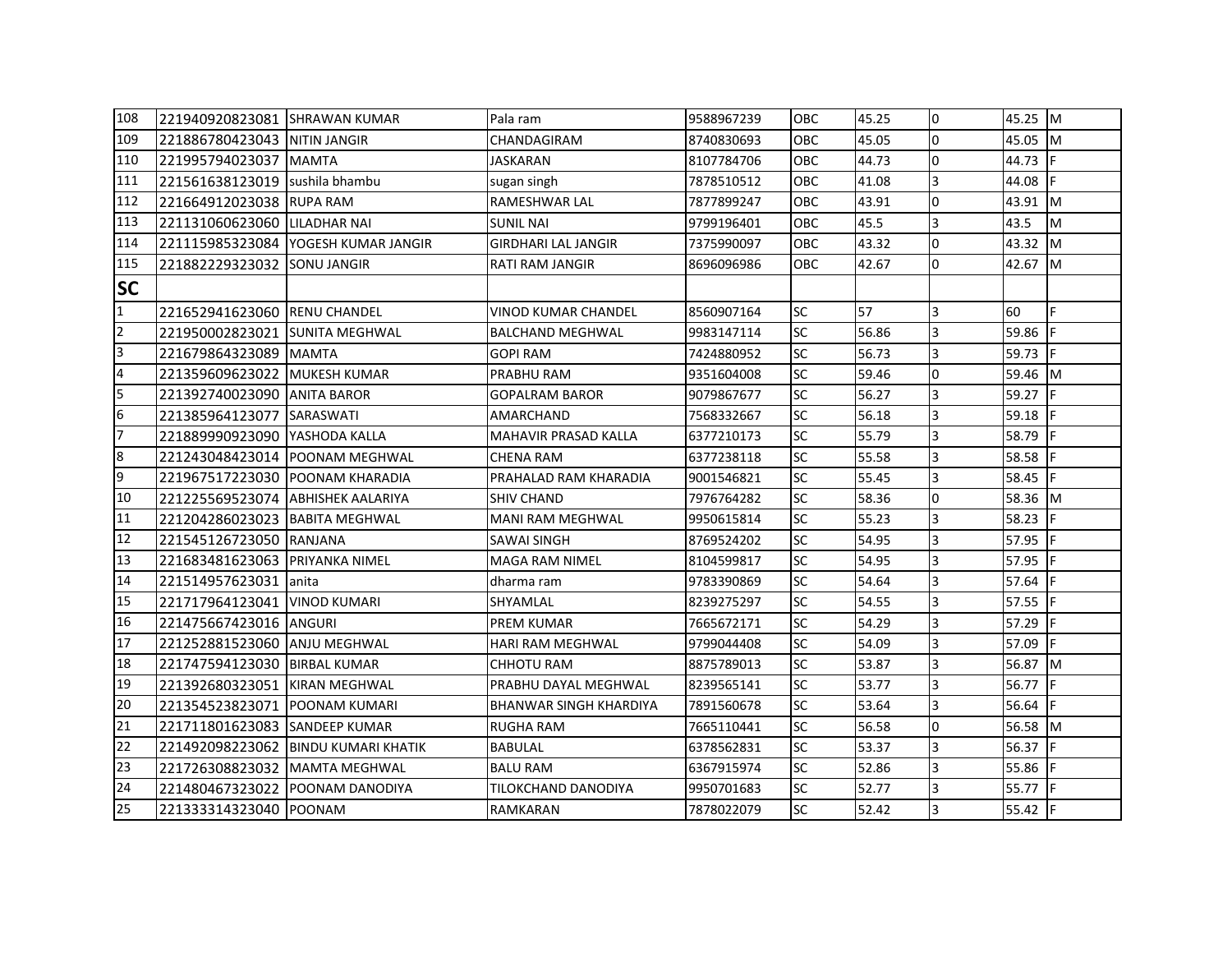| 108 | 221940920823081 | SHRAWAN KUMAR | Pala ram | 9588967239 | OBC | 45.25 | 0 | 45.25 | M |
|---|---|---|---|---|---|---|---|---|---|
| 109 | 221886780423043 | NITIN JANGIR | CHANDAGIRAM | 8740830693 | OBC | 45.05 | 0 | 45.05 | M |
| 110 | 221995794023037 | MAMTA | JASKARAN | 8107784706 | OBC | 44.73 | 0 | 44.73 | F |
| 111 | 221561638123019 | sushila bhambu | sugan singh | 7878510512 | OBC | 41.08 | 3 | 44.08 | F |
| 112 | 221664912023038 | RUPA RAM | RAMESHWAR LAL | 7877899247 | OBC | 43.91 | 0 | 43.91 | M |
| 113 | 221131060623060 | LILADHAR NAI | SUNIL NAI | 9799196401 | OBC | 45.5 | 3 | 43.5 | M |
| 114 | 221115985323084 | YOGESH KUMAR JANGIR | GIRDHARI LAL JANGIR | 7375990097 | OBC | 43.32 | 0 | 43.32 | M |
| 115 | 221882229323032 | SONU JANGIR | RATI RAM JANGIR | 8696096986 | OBC | 42.67 | 0 | 42.67 | M |
| **SC** | | | | | | | | | |
| 1 | 221652941623060 | RENU CHANDEL | VINOD KUMAR CHANDEL | 8560907164 | SC | 57 | 3 | 60 | F |
| 2 | 221950002823021 | SUNITA MEGHWAL | BALCHAND MEGHWAL | 9983147114 | SC | 56.86 | 3 | 59.86 | F |
| 3 | 221679864323089 | MAMTA | GOPI RAM | 7424880952 | SC | 56.73 | 3 | 59.73 | F |
| 4 | 221359609623022 | MUKESH KUMAR | PRABHU RAM | 9351604008 | SC | 59.46 | 0 | 59.46 | M |
| 5 | 221392740023090 | ANITA BAROR | GOPALRAM BAROR | 9079867677 | SC | 56.27 | 3 | 59.27 | F |
| 6 | 221385964123077 | SARASWATI | AMARCHAND | 7568332667 | SC | 56.18 | 3 | 59.18 | F |
| 7 | 221889990923090 | YASHODA KALLA | MAHAVIR PRASAD KALLA | 6377210173 | SC | 55.79 | 3 | 58.79 | F |
| 8 | 221243048423014 | POONAM MEGHWAL | CHENA RAM | 6377238118 | SC | 55.58 | 3 | 58.58 | F |
| 9 | 221967517223030 | POONAM KHARADIA | PRAHALAD RAM KHARADIA | 9001546821 | SC | 55.45 | 3 | 58.45 | F |
| 10 | 221225569523074 | ABHISHEK AALARIYA | SHIV CHAND | 7976764282 | SC | 58.36 | 0 | 58.36 | M |
| 11 | 221204286023023 | BABITA MEGHWAL | MANI RAM MEGHWAL | 9950615814 | SC | 55.23 | 3 | 58.23 | F |
| 12 | 221545126723050 | RANJANA | SAWAI SINGH | 8769524202 | SC | 54.95 | 3 | 57.95 | F |
| 13 | 221683481623063 | PRIYANKA NIMEL | MAGA RAM NIMEL | 8104599817 | SC | 54.95 | 3 | 57.95 | F |
| 14 | 221514957623031 | anita | dharma ram | 9783390869 | SC | 54.64 | 3 | 57.64 | F |
| 15 | 221717964123041 | VINOD KUMARI | SHYAMLAL | 8239275297 | SC | 54.55 | 3 | 57.55 | F |
| 16 | 221475667423016 | ANGURI | PREM KUMAR | 7665672171 | SC | 54.29 | 3 | 57.29 | F |
| 17 | 221252881523060 | ANJU MEGHWAL | HARI RAM MEGHWAL | 9799044408 | SC | 54.09 | 3 | 57.09 | F |
| 18 | 221747594123030 | BIRBAL KUMAR | CHHOTU RAM | 8875789013 | SC | 53.87 | 3 | 56.87 | M |
| 19 | 221392680323051 | KIRAN MEGHWAL | PRABHU DAYAL MEGHWAL | 8239565141 | SC | 53.77 | 3 | 56.77 | F |
| 20 | 221354523823071 | POONAM KUMARI | BHANWAR SINGH KHARDIYA | 7891560678 | SC | 53.64 | 3 | 56.64 | F |
| 21 | 221711801623083 | SANDEEP KUMAR | RUGHA RAM | 7665110441 | SC | 56.58 | 0 | 56.58 | M |
| 22 | 221492098223062 | BINDU KUMARI KHATIK | BABULAL | 6378562831 | SC | 53.37 | 3 | 56.37 | F |
| 23 | 221726308823032 | MAMTA MEGHWAL | BALU RAM | 6367915974 | SC | 52.86 | 3 | 55.86 | F |
| 24 | 221480467323022 | POONAM DANODIYA | TILOKCHAND DANODIYA | 9950701683 | SC | 52.77 | 3 | 55.77 | F |
| 25 | 221333314323040 | POONAM | RAMKARAN | 7878022079 | SC | 52.42 | 3 | 55.42 | F |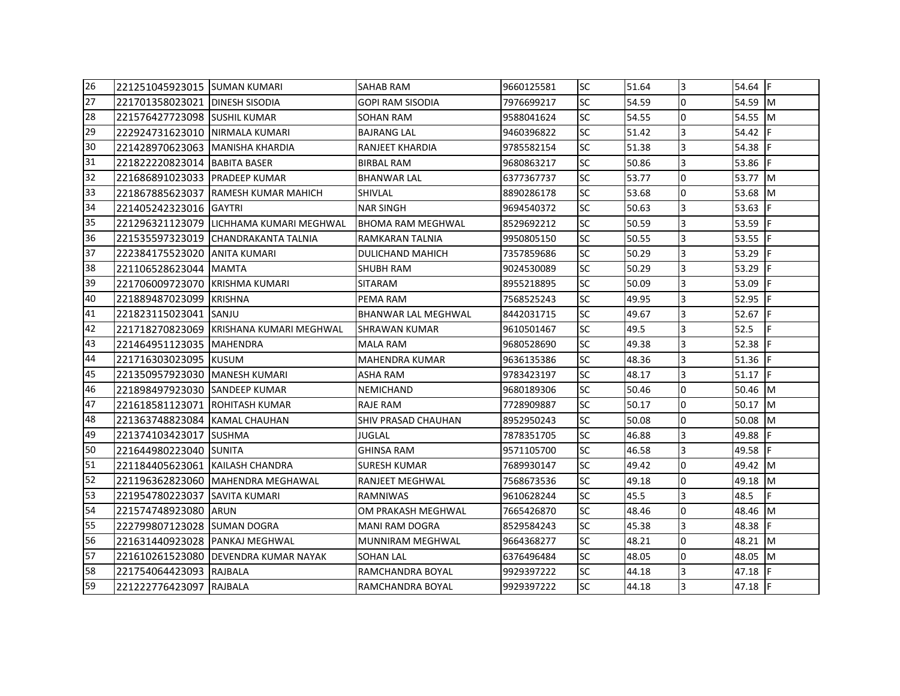| | | | | | | | | |
|---|---|---|---|---|---|---|---|---|
| 26 | 221251045923015 | SUMAN KUMARI | SAHAB RAM | 9660125581 | SC | 51.64 | 3 | 54.64 | F |
| 27 | 221701358023021 | DINESH SISODIA | GOPI RAM SISODIA | 7976699217 | SC | 54.59 | 0 | 54.59 | M |
| 28 | 221576427723098 | SUSHIL KUMAR | SOHAN RAM | 9588041624 | SC | 54.55 | 0 | 54.55 | M |
| 29 | 222924731623010 | NIRMALA KUMARI | BAJRANG LAL | 9460396822 | SC | 51.42 | 3 | 54.42 | F |
| 30 | 221428970623063 | MANISHA KHARDIA | RANJEET KHARDIA | 9785582154 | SC | 51.38 | 3 | 54.38 | F |
| 31 | 221822220823014 | BABITA BASER | BIRBAL RAM | 9680863217 | SC | 50.86 | 3 | 53.86 | F |
| 32 | 221686891023033 | PRADEEP KUMAR | BHANWAR LAL | 6377367737 | SC | 53.77 | 0 | 53.77 | M |
| 33 | 221867885623037 | RAMESH KUMAR MAHICH | SHIVLAL | 8890286178 | SC | 53.68 | 0 | 53.68 | M |
| 34 | 221405242323016 | GAYTRI | NAR SINGH | 9694540372 | SC | 50.63 | 3 | 53.63 | F |
| 35 | 221296321123079 | LICHHAMA KUMARI MEGHWAL | BHOMA RAM MEGHWAL | 8529692212 | SC | 50.59 | 3 | 53.59 | F |
| 36 | 221535597323019 | CHANDRAKANTA TALNIA | RAMKARAN TALNIA | 9950805150 | SC | 50.55 | 3 | 53.55 | F |
| 37 | 222384175523020 | ANITA KUMARI | DULICHAND MAHICH | 7357859686 | SC | 50.29 | 3 | 53.29 | F |
| 38 | 221106528623044 | MAMTA | SHUBH RAM | 9024530089 | SC | 50.29 | 3 | 53.29 | F |
| 39 | 221706009723070 | KRISHMA KUMARI | SITARAM | 8955218895 | SC | 50.09 | 3 | 53.09 | F |
| 40 | 221889487023099 | KRISHNA | PEMA RAM | 7568525243 | SC | 49.95 | 3 | 52.95 | F |
| 41 | 221823115023041 | SANJU | BHANWAR LAL MEGHWAL | 8442031715 | SC | 49.67 | 3 | 52.67 | F |
| 42 | 221718270823069 | KRISHANA KUMARI MEGHWAL | SHRAWAN KUMAR | 9610501467 | SC | 49.5 | 3 | 52.5 | F |
| 43 | 221464951123035 | MAHENDRA | MALA RAM | 9680528690 | SC | 49.38 | 3 | 52.38 | F |
| 44 | 221716303023095 | KUSUM | MAHENDRA KUMAR | 9636135386 | SC | 48.36 | 3 | 51.36 | F |
| 45 | 221350957923030 | MANESH KUMARI | ASHA RAM | 9783423197 | SC | 48.17 | 3 | 51.17 | F |
| 46 | 221898497923030 | SANDEEP KUMAR | NEMICHAND | 9680189306 | SC | 50.46 | 0 | 50.46 | M |
| 47 | 221618581123071 | ROHITASH KUMAR | RAJE RAM | 7728909887 | SC | 50.17 | 0 | 50.17 | M |
| 48 | 221363748823084 | KAMAL CHAUHAN | SHIV PRASAD CHAUHAN | 8952950243 | SC | 50.08 | 0 | 50.08 | M |
| 49 | 221374103423017 | SUSHMA | JUGLAL | 7878351705 | SC | 46.88 | 3 | 49.88 | F |
| 50 | 221644980223040 | SUNITA | GHINSA RAM | 9571105700 | SC | 46.58 | 3 | 49.58 | F |
| 51 | 221184405623061 | KAILASH CHANDRA | SURESH KUMAR | 7689930147 | SC | 49.42 | 0 | 49.42 | M |
| 52 | 221196362823060 | MAHENDRA MEGHAWAL | RANJEET MEGHWAL | 7568673536 | SC | 49.18 | 0 | 49.18 | M |
| 53 | 221954780223037 | SAVITA KUMARI | RAMNIWAS | 9610628244 | SC | 45.5 | 3 | 48.5 | F |
| 54 | 221574748923080 | ARUN | OM PRAKASH MEGHWAL | 7665426870 | SC | 48.46 | 0 | 48.46 | M |
| 55 | 222799807123028 | SUMAN DOGRA | MANI RAM DOGRA | 8529584243 | SC | 45.38 | 3 | 48.38 | F |
| 56 | 221631440923028 | PANKAJ MEGHWAL | MUNNIRAM MEGHWAL | 9664368277 | SC | 48.21 | 0 | 48.21 | M |
| 57 | 221610261523080 | DEVENDRA KUMAR NAYAK | SOHAN LAL | 6376496484 | SC | 48.05 | 0 | 48.05 | M |
| 58 | 221754064423093 | RAJBALA | RAMCHANDRA BOYAL | 9929397222 | SC | 44.18 | 3 | 47.18 | F |
| 59 | 221222776423097 | RAJBALA | RAMCHANDRA BOYAL | 9929397222 | SC | 44.18 | 3 | 47.18 | F |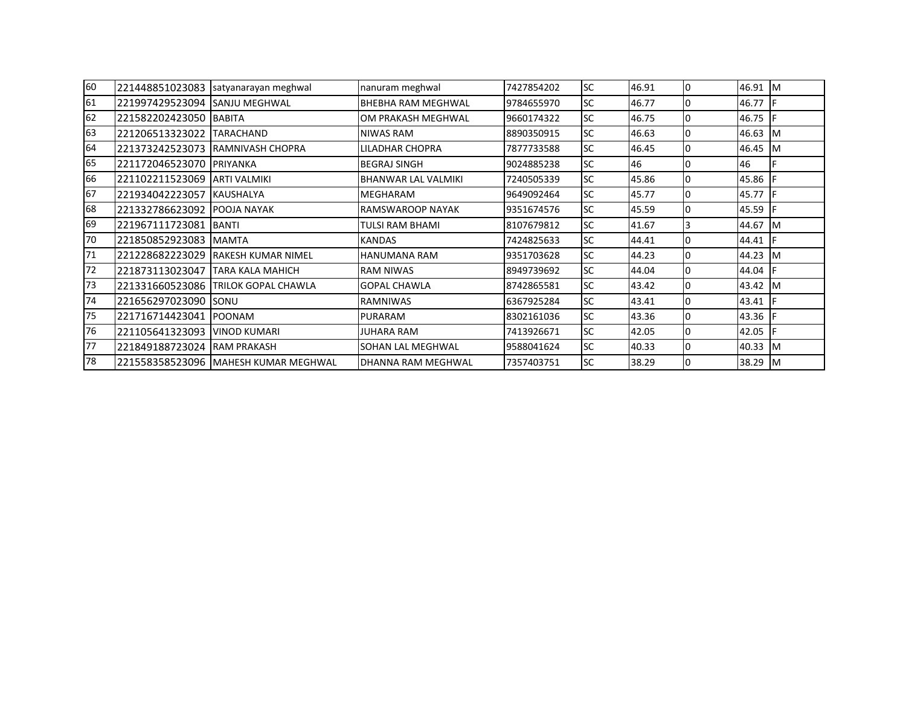| | | | | | | | | | |
|---|---|---|---|---|---|---|---|---|---|
| 60 | 221448851023083 | satyanarayan meghwal | nanuram meghwal | 7427854202 | SC | 46.91 | 0 | 46.91 | M |
| 61 | 221997429523094 | SANJU MEGHWAL | BHEBHA RAM MEGHWAL | 9784655970 | SC | 46.77 | 0 | 46.77 | F |
| 62 | 221582202423050 | BABITA | OM PRAKASH MEGHWAL | 9660174322 | SC | 46.75 | 0 | 46.75 | F |
| 63 | 221206513323022 | TARACHAND | NIWAS RAM | 8890350915 | SC | 46.63 | 0 | 46.63 | M |
| 64 | 221373242523073 | RAMNIVASH CHOPRA | LILADHAR CHOPRA | 7877733588 | SC | 46.45 | 0 | 46.45 | M |
| 65 | 221172046523070 | PRIYANKA | BEGRAJ SINGH | 9024885238 | SC | 46 | 0 | 46 | F |
| 66 | 221102211523069 | ARTI VALMIKI | BHANWAR LAL VALMIKI | 7240505339 | SC | 45.86 | 0 | 45.86 | F |
| 67 | 221934042223057 | KAUSHALYA | MEGHARAM | 9649092464 | SC | 45.77 | 0 | 45.77 | F |
| 68 | 221332786623092 | POOJA NAYAK | RAMSWAROOP NAYAK | 9351674576 | SC | 45.59 | 0 | 45.59 | F |
| 69 | 221967111723081 | BANTI | TULSI RAM BHAMI | 8107679812 | SC | 41.67 | 3 | 44.67 | M |
| 70 | 221850852923083 | MAMTA | KANDAS | 7424825633 | SC | 44.41 | 0 | 44.41 | F |
| 71 | 221228682223029 | RAKESH KUMAR NIMEL | HANUMANA RAM | 9351703628 | SC | 44.23 | 0 | 44.23 | M |
| 72 | 221873113023047 | TARA KALA MAHICH | RAM NIWAS | 8949739692 | SC | 44.04 | 0 | 44.04 | F |
| 73 | 221331660523086 | TRILOK GOPAL CHAWLA | GOPAL CHAWLA | 8742865581 | SC | 43.42 | 0 | 43.42 | M |
| 74 | 221656297023090 | SONU | RAMNIWAS | 6367925284 | SC | 43.41 | 0 | 43.41 | F |
| 75 | 221716714423041 | POONAM | PURARAM | 8302161036 | SC | 43.36 | 0 | 43.36 | F |
| 76 | 221105641323093 | VINOD KUMARI | JUHARA RAM | 7413926671 | SC | 42.05 | 0 | 42.05 | F |
| 77 | 221849188723024 | RAM PRAKASH | SOHAN LAL MEGHWAL | 9588041624 | SC | 40.33 | 0 | 40.33 | M |
| 78 | 221558358523096 | MAHESH KUMAR MEGHWAL | DHANNA RAM MEGHWAL | 7357403751 | SC | 38.29 | 0 | 38.29 | M |